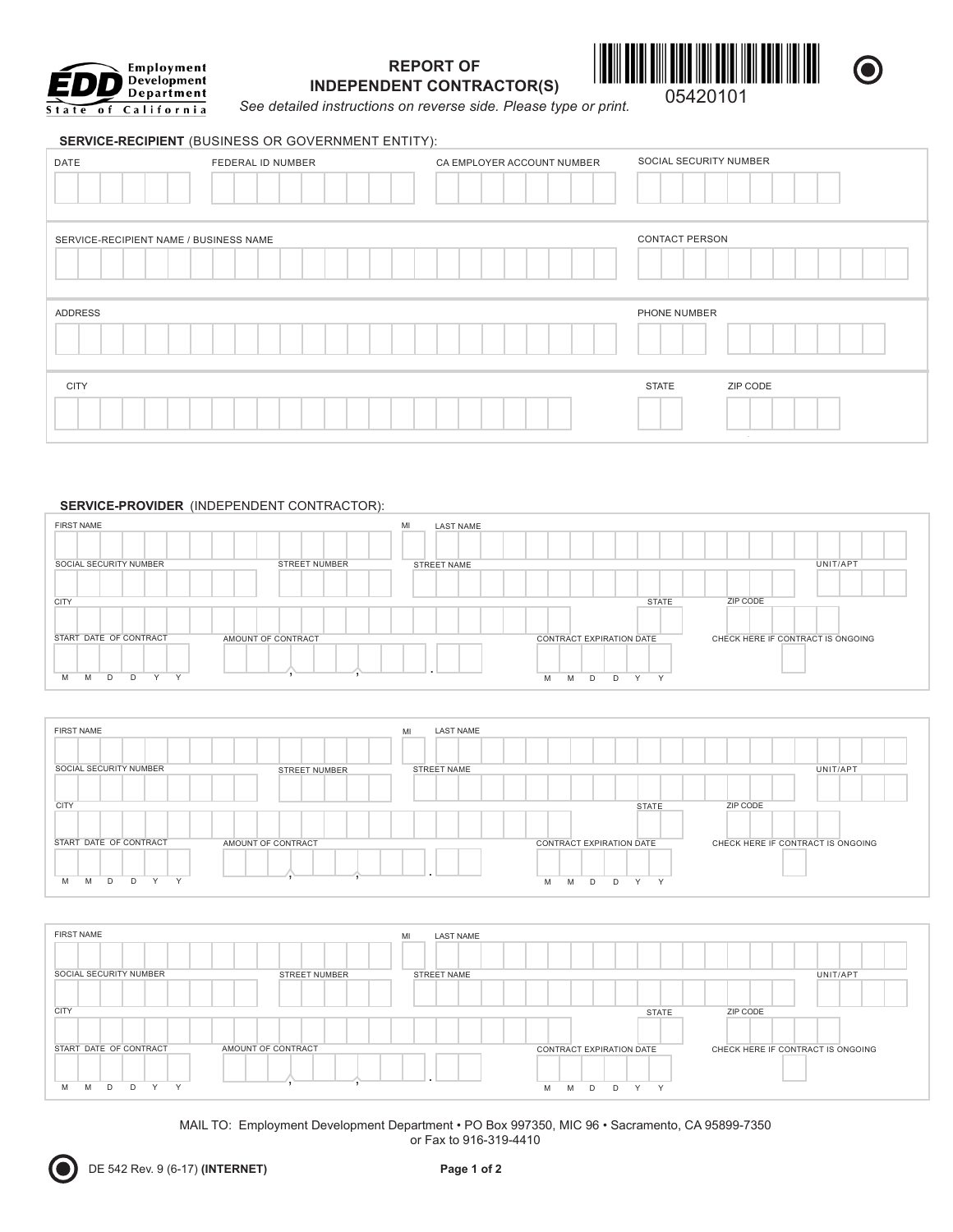Employment Development Department
State of California

# REPORT OF INDEPENDENT CONTRACTOR(S)

05420101

*See detailed instructions on reverse side. Please type or print.*

**SERVICE-RECIPIENT** (BUSINESS OR GOVERNMENT ENTITY):

| DATE | FEDERAL ID NUMBER | CA EMPLOYER ACCOUNT NUMBER | SOCIAL SECURITY NUMBER |
|---|---|---|---|
| | | | |

| SERVICE-RECIPIENT NAME / BUSINESS NAME | CONTACT PERSON |
|---|---|
| | |

| ADDRESS | PHONE NUMBER |
|---|---|
| | |

| CITY | STATE | ZIP CODE |
|---|---|---|
| | | |

**SERVICE-PROVIDER** (INDEPENDENT CONTRACTOR):

| FIRST NAME | MI | LAST NAME | |
|---|---|---|---|
| | | | |
| **SOCIAL SECURITY NUMBER** | **STREET NUMBER** | **STREET NAME** | **UNIT/APT** |
| | | | |
| **CITY** | **STATE** | **ZIP CODE** | |
| | | | |
| **START DATE OF CONTRACT** (M M D D Y Y) | **AMOUNT OF CONTRACT** | **CONTRACT EXPIRATION DATE** (M M D D Y Y) | **CHECK HERE IF CONTRACT IS ONGOING** |
| | , , . | | ☐ |

| FIRST NAME | MI | LAST NAME | |
|---|---|---|---|
| | | | |
| **SOCIAL SECURITY NUMBER** | **STREET NUMBER** | **STREET NAME** | **UNIT/APT** |
| | | | |
| **CITY** | **STATE** | **ZIP CODE** | |
| | | | |
| **START DATE OF CONTRACT** (M M D D Y Y) | **AMOUNT OF CONTRACT** | **CONTRACT EXPIRATION DATE** (M M D D Y Y) | **CHECK HERE IF CONTRACT IS ONGOING** |
| | , , . | | ☐ |

| FIRST NAME | MI | LAST NAME | |
|---|---|---|---|
| | | | |
| **SOCIAL SECURITY NUMBER** | **STREET NUMBER** | **STREET NAME** | **UNIT/APT** |
| | | | |
| **CITY** | **STATE** | **ZIP CODE** | |
| | | | |
| **START DATE OF CONTRACT** (M M D D Y Y) | **AMOUNT OF CONTRACT** | **CONTRACT EXPIRATION DATE** (M M D D Y Y) | **CHECK HERE IF CONTRACT IS ONGOING** |
| | , , . | | ☐ |

MAIL TO: Employment Development Department • PO Box 997350, MIC 96 • Sacramento, CA 95899-7350
or Fax to 916-319-4410

DE 542 Rev. 9 (6-17) **(INTERNET)**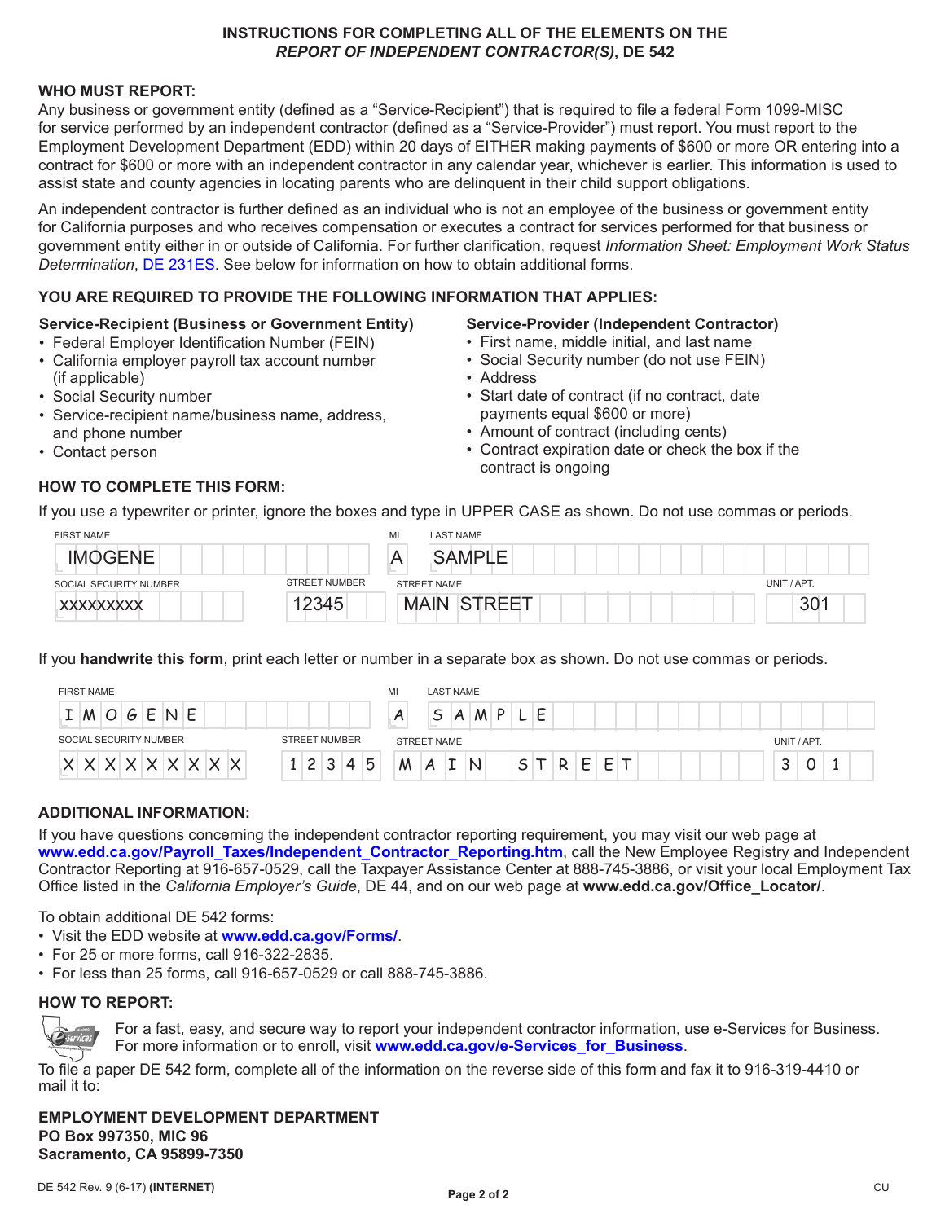## INSTRUCTIONS FOR COMPLETING ALL OF THE ELEMENTS ON THE *REPORT OF INDEPENDENT CONTRACTOR(S)*, DE 542

### WHO MUST REPORT:

Any business or government entity (defined as a "Service-Recipient") that is required to file a federal Form 1099-MISC for service performed by an independent contractor (defined as a "Service-Provider") must report. You must report to the Employment Development Department (EDD) within 20 days of EITHER making payments of $600 or more OR entering into a contract for $600 or more with an independent contractor in any calendar year, whichever is earlier. This information is used to assist state and county agencies in locating parents who are delinquent in their child support obligations.

An independent contractor is further defined as an individual who is not an employee of the business or government entity for California purposes and who receives compensation or executes a contract for services performed for that business or government entity either in or outside of California. For further clarification, request *Information Sheet: Employment Work Status Determination*, DE 231ES. See below for information on how to obtain additional forms.

### YOU ARE REQUIRED TO PROVIDE THE FOLLOWING INFORMATION THAT APPLIES:

**Service-Recipient (Business or Government Entity)**

- Federal Employer Identification Number (FEIN)
- California employer payroll tax account number (if applicable)
- Social Security number
- Service-recipient name/business name, address, and phone number
- Contact person

**Service-Provider (Independent Contractor)**

- First name, middle initial, and last name
- Social Security number (do not use FEIN)
- Address
- Start date of contract (if no contract, date payments equal $600 or more)
- Amount of contract (including cents)
- Contract expiration date or check the box if the contract is ongoing

### HOW TO COMPLETE THIS FORM:

If you use a typewriter or printer, ignore the boxes and type in UPPER CASE as shown. Do not use commas or periods.

| FIRST NAME | MI | LAST NAME | |
|---|---|---|---|
| IMOGENE | A | SAMPLE | |
| **SOCIAL SECURITY NUMBER** | **STREET NUMBER** | **STREET NAME** | **UNIT / APT.** |
| XXXXXXXXX | 12345 | MAIN STREET | 301 |

If you **handwrite this form**, print each letter or number in a separate box as shown. Do not use commas or periods.

| FIRST NAME | MI | LAST NAME | |
|---|---|---|---|
| I M O G E N E | A | S A M P L E | |
| **SOCIAL SECURITY NUMBER** | **STREET NUMBER** | **STREET NAME** | **UNIT / APT.** |
| X X X X X X X X X | 1 2 3 4 5 | M A I N S T R E E T | 3 0 1 |

### ADDITIONAL INFORMATION:

If you have questions concerning the independent contractor reporting requirement, you may visit our web page at **www.edd.ca.gov/Payroll_Taxes/Independent_Contractor_Reporting.htm**, call the New Employee Registry and Independent Contractor Reporting at 916-657-0529, call the Taxpayer Assistance Center at 888-745-3886, or visit your local Employment Tax Office listed in the *California Employer's Guide*, DE 44, and on our web page at **www.edd.ca.gov/Office_Locator/**.

To obtain additional DE 542 forms:

- Visit the EDD website at **www.edd.ca.gov/Forms/**.
- For 25 or more forms, call 916-322-2835.
- For less than 25 forms, call 916-657-0529 or call 888-745-3886.

### HOW TO REPORT:

For a fast, easy, and secure way to report your independent contractor information, use e-Services for Business. For more information or to enroll, visit **www.edd.ca.gov/e-Services_for_Business**.

To file a paper DE 542 form, complete all of the information on the reverse side of this form and fax it to 916-319-4410 or mail it to:

**EMPLOYMENT DEVELOPMENT DEPARTMENT**
**PO Box 997350, MIC 96**
**Sacramento, CA 95899-7350**

DE 542 Rev. 9 (6-17) **(INTERNET)** CU